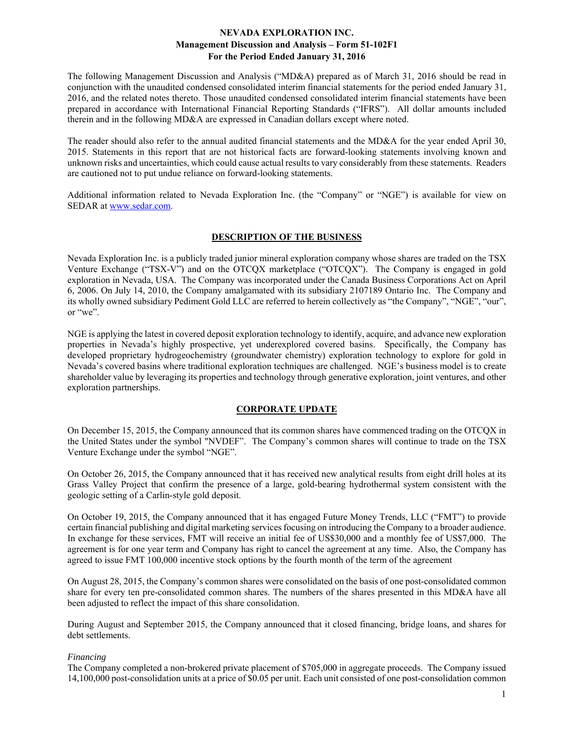# NEVADA EXPLORATION INC.
## Management Discussion and Analysis – Form 51-102F1
## For the Period Ended January 31, 2016

The following Management Discussion and Analysis ("MD&A) prepared as of March 31, 2016 should be read in conjunction with the unaudited condensed consolidated interim financial statements for the period ended January 31, 2016, and the related notes thereto. Those unaudited condensed consolidated interim financial statements have been prepared in accordance with International Financial Reporting Standards ("IFRS"). All dollar amounts included therein and in the following MD&A are expressed in Canadian dollars except where noted.

The reader should also refer to the annual audited financial statements and the MD&A for the year ended April 30, 2015. Statements in this report that are not historical facts are forward-looking statements involving known and unknown risks and uncertainties, which could cause actual results to vary considerably from these statements. Readers are cautioned not to put undue reliance on forward-looking statements.

Additional information related to Nevada Exploration Inc. (the "Company" or "NGE") is available for view on SEDAR at www.sedar.com.

## DESCRIPTION OF THE BUSINESS

Nevada Exploration Inc. is a publicly traded junior mineral exploration company whose shares are traded on the TSX Venture Exchange ("TSX-V") and on the OTCQX marketplace ("OTCQX"). The Company is engaged in gold exploration in Nevada, USA. The Company was incorporated under the Canada Business Corporations Act on April 6, 2006. On July 14, 2010, the Company amalgamated with its subsidiary 2107189 Ontario Inc. The Company and its wholly owned subsidiary Pediment Gold LLC are referred to herein collectively as "the Company", "NGE", "our", or "we".

NGE is applying the latest in covered deposit exploration technology to identify, acquire, and advance new exploration properties in Nevada's highly prospective, yet underexplored covered basins. Specifically, the Company has developed proprietary hydrogeochemistry (groundwater chemistry) exploration technology to explore for gold in Nevada's covered basins where traditional exploration techniques are challenged. NGE's business model is to create shareholder value by leveraging its properties and technology through generative exploration, joint ventures, and other exploration partnerships.

## CORPORATE UPDATE

On December 15, 2015, the Company announced that its common shares have commenced trading on the OTCQX in the United States under the symbol "NVDEF". The Company's common shares will continue to trade on the TSX Venture Exchange under the symbol "NGE".

On October 26, 2015, the Company announced that it has received new analytical results from eight drill holes at its Grass Valley Project that confirm the presence of a large, gold-bearing hydrothermal system consistent with the geologic setting of a Carlin-style gold deposit.

On October 19, 2015, the Company announced that it has engaged Future Money Trends, LLC ("FMT") to provide certain financial publishing and digital marketing services focusing on introducing the Company to a broader audience. In exchange for these services, FMT will receive an initial fee of US$30,000 and a monthly fee of US$7,000. The agreement is for one year term and Company has right to cancel the agreement at any time. Also, the Company has agreed to issue FMT 100,000 incentive stock options by the fourth month of the term of the agreement

On August 28, 2015, the Company's common shares were consolidated on the basis of one post-consolidated common share for every ten pre-consolidated common shares. The numbers of the shares presented in this MD&A have all been adjusted to reflect the impact of this share consolidation.

During August and September 2015, the Company announced that it closed financing, bridge loans, and shares for debt settlements.

*Financing*

The Company completed a non-brokered private placement of $705,000 in aggregate proceeds. The Company issued 14,100,000 post-consolidation units at a price of $0.05 per unit. Each unit consisted of one post-consolidation common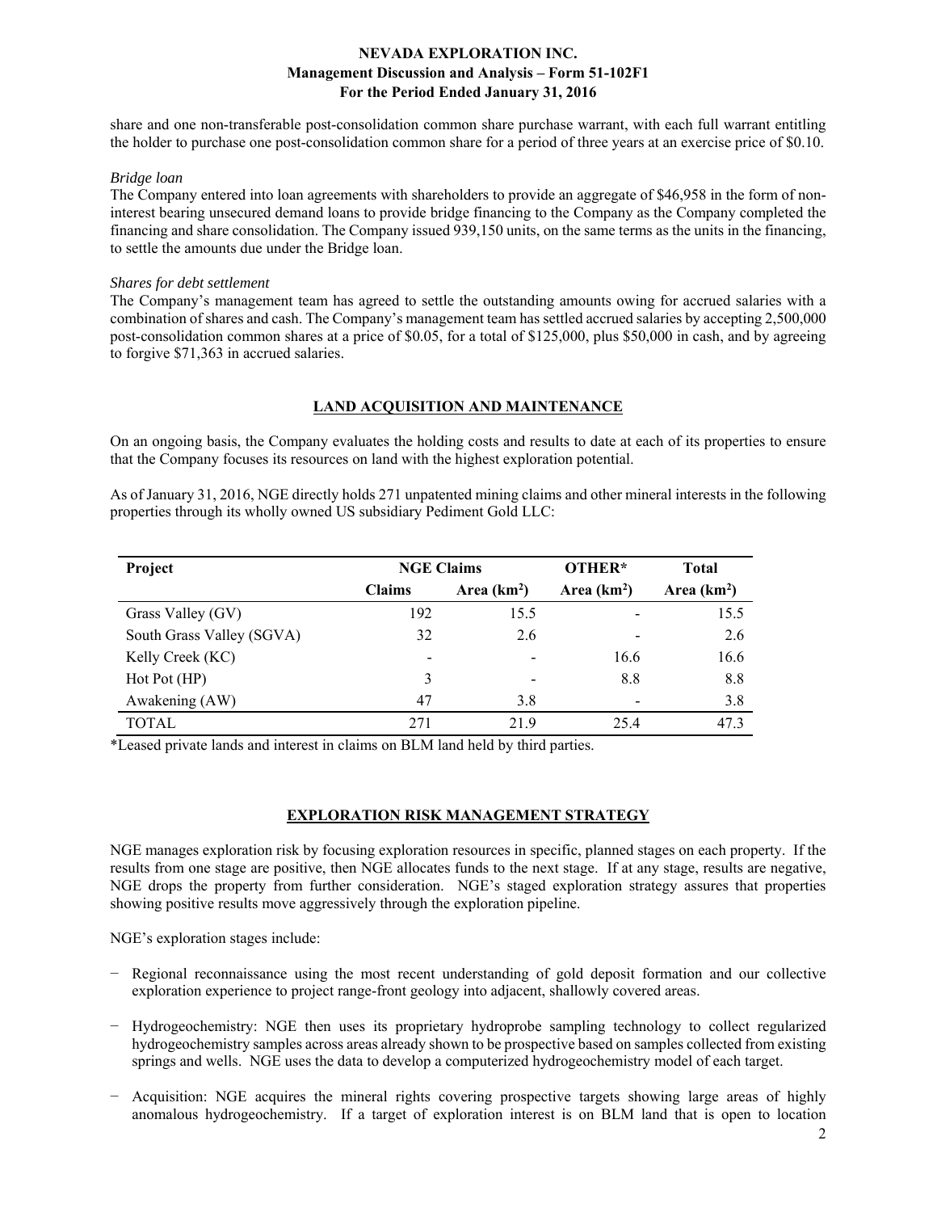share and one non-transferable post-consolidation common share purchase warrant, with each full warrant entitling the holder to purchase one post-consolidation common share for a period of three years at an exercise price of $0.10.

*Bridge loan*

The Company entered into loan agreements with shareholders to provide an aggregate of $46,958 in the form of non-interest bearing unsecured demand loans to provide bridge financing to the Company as the Company completed the financing and share consolidation. The Company issued 939,150 units, on the same terms as the units in the financing, to settle the amounts due under the Bridge loan.

*Shares for debt settlement*

The Company's management team has agreed to settle the outstanding amounts owing for accrued salaries with a combination of shares and cash. The Company's management team has settled accrued salaries by accepting 2,500,000 post-consolidation common shares at a price of $0.05, for a total of $125,000, plus $50,000 in cash, and by agreeing to forgive $71,363 in accrued salaries.

## LAND ACQUISITION AND MAINTENANCE

On an ongoing basis, the Company evaluates the holding costs and results to date at each of its properties to ensure that the Company focuses its resources on land with the highest exploration potential.

As of January 31, 2016, NGE directly holds 271 unpatented mining claims and other mineral interests in the following properties through its wholly owned US subsidiary Pediment Gold LLC:

| Project | NGE Claims | | OTHER* | Total |
|---|---|---|---|---|
| | Claims | Area (km²) | Area (km²) | Area (km²) |
| Grass Valley (GV) | 192 | 15.5 | - | 15.5 |
| South Grass Valley (SGVA) | 32 | 2.6 | - | 2.6 |
| Kelly Creek (KC) | - | - | 16.6 | 16.6 |
| Hot Pot (HP) | 3 | - | 8.8 | 8.8 |
| Awakening (AW) | 47 | 3.8 | - | 3.8 |
| TOTAL | 271 | 21.9 | 25.4 | 47.3 |

*Leased private lands and interest in claims on BLM land held by third parties.

## EXPLORATION RISK MANAGEMENT STRATEGY

NGE manages exploration risk by focusing exploration resources in specific, planned stages on each property. If the results from one stage are positive, then NGE allocates funds to the next stage. If at any stage, results are negative, NGE drops the property from further consideration. NGE's staged exploration strategy assures that properties showing positive results move aggressively through the exploration pipeline.

NGE's exploration stages include:

- Regional reconnaissance using the most recent understanding of gold deposit formation and our collective exploration experience to project range-front geology into adjacent, shallowly covered areas.
- Hydrogeochemistry: NGE then uses its proprietary hydroprobe sampling technology to collect regularized hydrogeochemistry samples across areas already shown to be prospective based on samples collected from existing springs and wells. NGE uses the data to develop a computerized hydrogeochemistry model of each target.
- Acquisition: NGE acquires the mineral rights covering prospective targets showing large areas of highly anomalous hydrogeochemistry. If a target of exploration interest is on BLM land that is open to location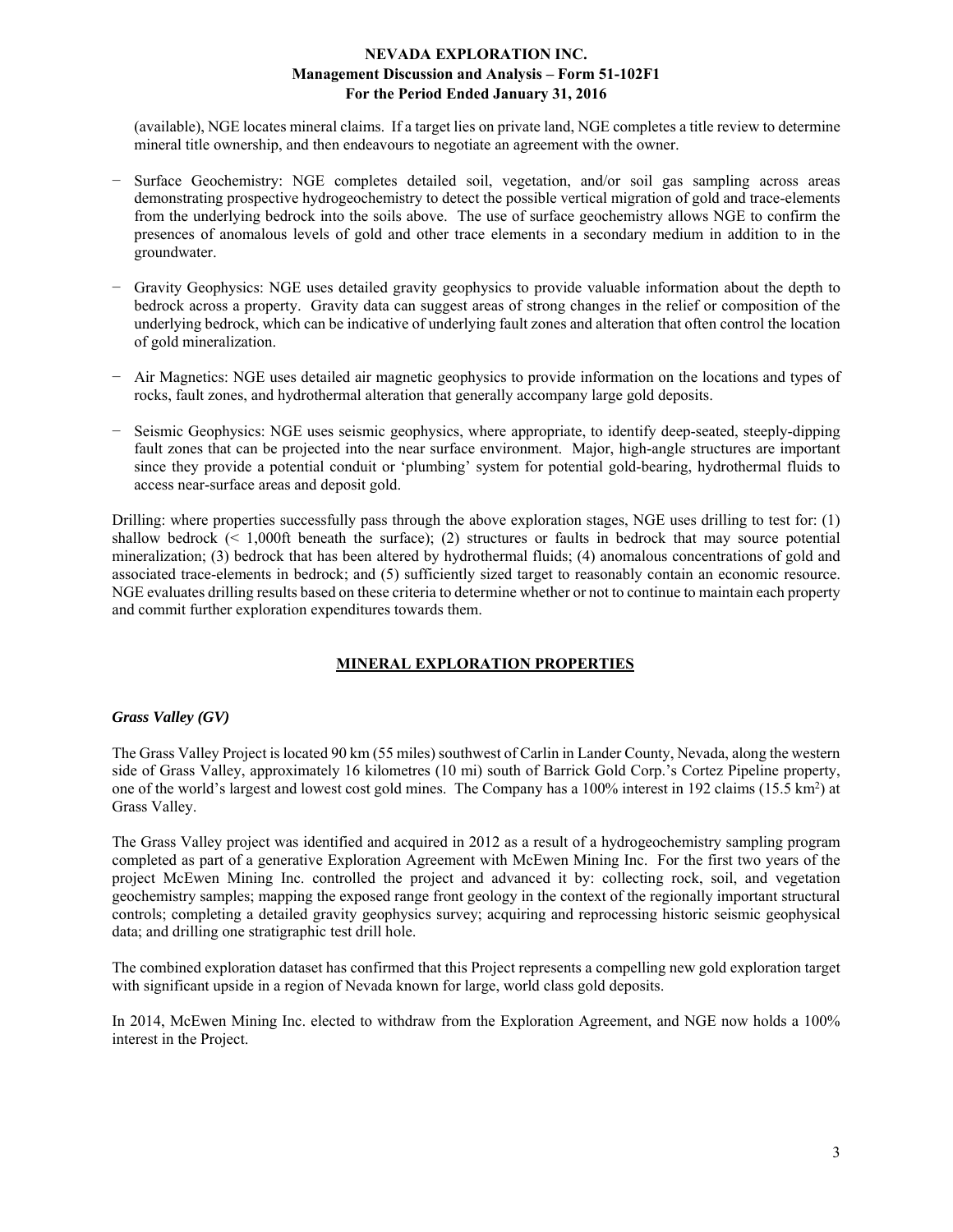(available), NGE locates mineral claims. If a target lies on private land, NGE completes a title review to determine mineral title ownership, and then endeavours to negotiate an agreement with the owner.

- Surface Geochemistry: NGE completes detailed soil, vegetation, and/or soil gas sampling across areas demonstrating prospective hydrogeochemistry to detect the possible vertical migration of gold and trace-elements from the underlying bedrock into the soils above. The use of surface geochemistry allows NGE to confirm the presences of anomalous levels of gold and other trace elements in a secondary medium in addition to in the groundwater.

- Gravity Geophysics: NGE uses detailed gravity geophysics to provide valuable information about the depth to bedrock across a property. Gravity data can suggest areas of strong changes in the relief or composition of the underlying bedrock, which can be indicative of underlying fault zones and alteration that often control the location of gold mineralization.

- Air Magnetics: NGE uses detailed air magnetic geophysics to provide information on the locations and types of rocks, fault zones, and hydrothermal alteration that generally accompany large gold deposits.

- Seismic Geophysics: NGE uses seismic geophysics, where appropriate, to identify deep-seated, steeply-dipping fault zones that can be projected into the near surface environment. Major, high-angle structures are important since they provide a potential conduit or 'plumbing' system for potential gold-bearing, hydrothermal fluids to access near-surface areas and deposit gold.

Drilling: where properties successfully pass through the above exploration stages, NGE uses drilling to test for: (1) shallow bedrock (< 1,000ft beneath the surface); (2) structures or faults in bedrock that may source potential mineralization; (3) bedrock that has been altered by hydrothermal fluids; (4) anomalous concentrations of gold and associated trace-elements in bedrock; and (5) sufficiently sized target to reasonably contain an economic resource. NGE evaluates drilling results based on these criteria to determine whether or not to continue to maintain each property and commit further exploration expenditures towards them.

## MINERAL EXPLORATION PROPERTIES

### *Grass Valley (GV)*

The Grass Valley Project is located 90 km (55 miles) southwest of Carlin in Lander County, Nevada, along the western side of Grass Valley, approximately 16 kilometres (10 mi) south of Barrick Gold Corp.'s Cortez Pipeline property, one of the world's largest and lowest cost gold mines. The Company has a 100% interest in 192 claims (15.5 km$^2$) at Grass Valley.

The Grass Valley project was identified and acquired in 2012 as a result of a hydrogeochemistry sampling program completed as part of a generative Exploration Agreement with McEwen Mining Inc. For the first two years of the project McEwen Mining Inc. controlled the project and advanced it by: collecting rock, soil, and vegetation geochemistry samples; mapping the exposed range front geology in the context of the regionally important structural controls; completing a detailed gravity geophysics survey; acquiring and reprocessing historic seismic geophysical data; and drilling one stratigraphic test drill hole.

The combined exploration dataset has confirmed that this Project represents a compelling new gold exploration target with significant upside in a region of Nevada known for large, world class gold deposits.

In 2014, McEwen Mining Inc. elected to withdraw from the Exploration Agreement, and NGE now holds a 100% interest in the Project.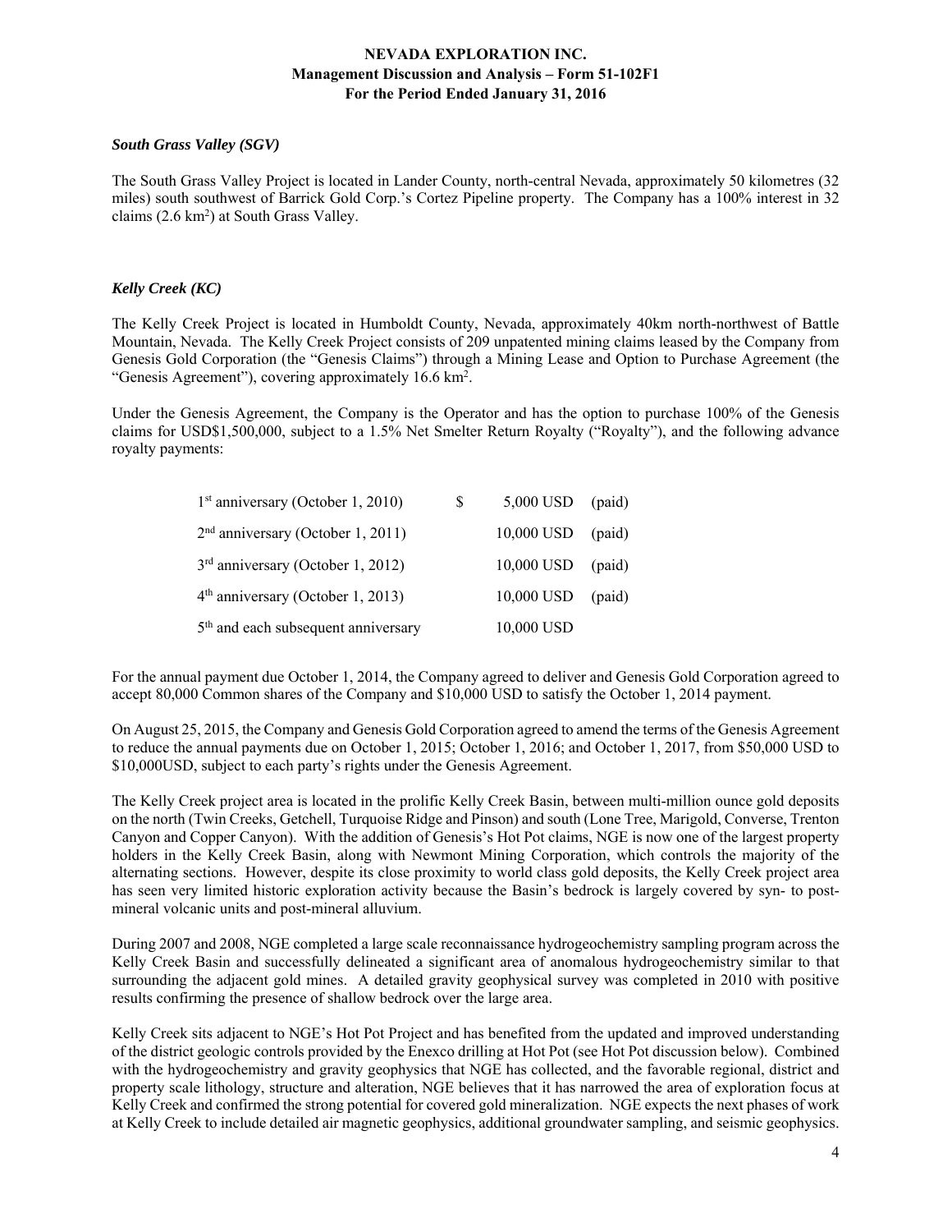### *South Grass Valley (SGV)*

The South Grass Valley Project is located in Lander County, north-central Nevada, approximately 50 kilometres (32 miles) south southwest of Barrick Gold Corp.'s Cortez Pipeline property. The Company has a 100% interest in 32 claims (2.6 $km^2$) at South Grass Valley.

### *Kelly Creek (KC)*

The Kelly Creek Project is located in Humboldt County, Nevada, approximately 40km north-northwest of Battle Mountain, Nevada. The Kelly Creek Project consists of 209 unpatented mining claims leased by the Company from Genesis Gold Corporation (the "Genesis Claims") through a Mining Lease and Option to Purchase Agreement (the "Genesis Agreement"), covering approximately 16.6 $km^2$.

Under the Genesis Agreement, the Company is the Operator and has the option to purchase 100% of the Genesis claims for USD$1,500,000, subject to a 1.5% Net Smelter Return Royalty ("Royalty"), and the following advance royalty payments:

| | | | |
|---|---|---|---|
| 1st anniversary (October 1, 2010) | $ | 5,000 USD | (paid) |
| 2nd anniversary (October 1, 2011) | | 10,000 USD | (paid) |
| 3rd anniversary (October 1, 2012) | | 10,000 USD | (paid) |
| 4th anniversary (October 1, 2013) | | 10,000 USD | (paid) |
| 5th and each subsequent anniversary | | 10,000 USD | |

For the annual payment due October 1, 2014, the Company agreed to deliver and Genesis Gold Corporation agreed to accept 80,000 Common shares of the Company and $10,000 USD to satisfy the October 1, 2014 payment.

On August 25, 2015, the Company and Genesis Gold Corporation agreed to amend the terms of the Genesis Agreement to reduce the annual payments due on October 1, 2015; October 1, 2016; and October 1, 2017, from $50,000 USD to $10,000USD, subject to each party's rights under the Genesis Agreement.

The Kelly Creek project area is located in the prolific Kelly Creek Basin, between multi-million ounce gold deposits on the north (Twin Creeks, Getchell, Turquoise Ridge and Pinson) and south (Lone Tree, Marigold, Converse, Trenton Canyon and Copper Canyon). With the addition of Genesis's Hot Pot claims, NGE is now one of the largest property holders in the Kelly Creek Basin, along with Newmont Mining Corporation, which controls the majority of the alternating sections. However, despite its close proximity to world class gold deposits, the Kelly Creek project area has seen very limited historic exploration activity because the Basin's bedrock is largely covered by syn- to post-mineral volcanic units and post-mineral alluvium.

During 2007 and 2008, NGE completed a large scale reconnaissance hydrogeochemistry sampling program across the Kelly Creek Basin and successfully delineated a significant area of anomalous hydrogeochemistry similar to that surrounding the adjacent gold mines. A detailed gravity geophysical survey was completed in 2010 with positive results confirming the presence of shallow bedrock over the large area.

Kelly Creek sits adjacent to NGE's Hot Pot Project and has benefited from the updated and improved understanding of the district geologic controls provided by the Enexco drilling at Hot Pot (see Hot Pot discussion below). Combined with the hydrogeochemistry and gravity geophysics that NGE has collected, and the favorable regional, district and property scale lithology, structure and alteration, NGE believes that it has narrowed the area of exploration focus at Kelly Creek and confirmed the strong potential for covered gold mineralization. NGE expects the next phases of work at Kelly Creek to include detailed air magnetic geophysics, additional groundwater sampling, and seismic geophysics.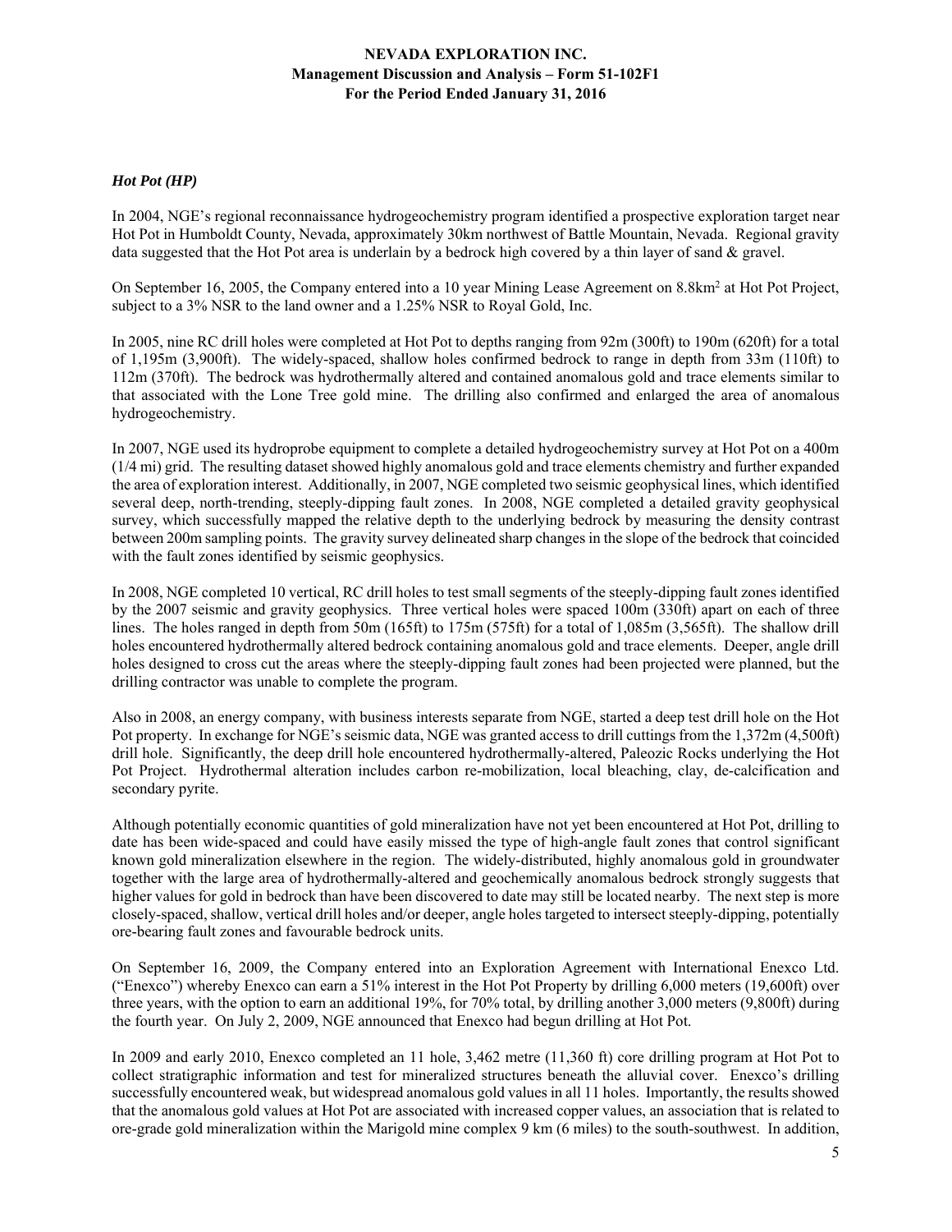### *Hot Pot (HP)*

In 2004, NGE's regional reconnaissance hydrogeochemistry program identified a prospective exploration target near Hot Pot in Humboldt County, Nevada, approximately 30km northwest of Battle Mountain, Nevada. Regional gravity data suggested that the Hot Pot area is underlain by a bedrock high covered by a thin layer of sand & gravel.

On September 16, 2005, the Company entered into a 10 year Mining Lease Agreement on 8.8km$^2$ at Hot Pot Project, subject to a 3% NSR to the land owner and a 1.25% NSR to Royal Gold, Inc.

In 2005, nine RC drill holes were completed at Hot Pot to depths ranging from 92m (300ft) to 190m (620ft) for a total of 1,195m (3,900ft). The widely-spaced, shallow holes confirmed bedrock to range in depth from 33m (110ft) to 112m (370ft). The bedrock was hydrothermally altered and contained anomalous gold and trace elements similar to that associated with the Lone Tree gold mine. The drilling also confirmed and enlarged the area of anomalous hydrogeochemistry.

In 2007, NGE used its hydroprobe equipment to complete a detailed hydrogeochemistry survey at Hot Pot on a 400m (1/4 mi) grid. The resulting dataset showed highly anomalous gold and trace elements chemistry and further expanded the area of exploration interest. Additionally, in 2007, NGE completed two seismic geophysical lines, which identified several deep, north-trending, steeply-dipping fault zones. In 2008, NGE completed a detailed gravity geophysical survey, which successfully mapped the relative depth to the underlying bedrock by measuring the density contrast between 200m sampling points. The gravity survey delineated sharp changes in the slope of the bedrock that coincided with the fault zones identified by seismic geophysics.

In 2008, NGE completed 10 vertical, RC drill holes to test small segments of the steeply-dipping fault zones identified by the 2007 seismic and gravity geophysics. Three vertical holes were spaced 100m (330ft) apart on each of three lines. The holes ranged in depth from 50m (165ft) to 175m (575ft) for a total of 1,085m (3,565ft). The shallow drill holes encountered hydrothermally altered bedrock containing anomalous gold and trace elements. Deeper, angle drill holes designed to cross cut the areas where the steeply-dipping fault zones had been projected were planned, but the drilling contractor was unable to complete the program.

Also in 2008, an energy company, with business interests separate from NGE, started a deep test drill hole on the Hot Pot property. In exchange for NGE's seismic data, NGE was granted access to drill cuttings from the 1,372m (4,500ft) drill hole. Significantly, the deep drill hole encountered hydrothermally-altered, Paleozic Rocks underlying the Hot Pot Project. Hydrothermal alteration includes carbon re-mobilization, local bleaching, clay, de-calcification and secondary pyrite.

Although potentially economic quantities of gold mineralization have not yet been encountered at Hot Pot, drilling to date has been wide-spaced and could have easily missed the type of high-angle fault zones that control significant known gold mineralization elsewhere in the region. The widely-distributed, highly anomalous gold in groundwater together with the large area of hydrothermally-altered and geochemically anomalous bedrock strongly suggests that higher values for gold in bedrock than have been discovered to date may still be located nearby. The next step is more closely-spaced, shallow, vertical drill holes and/or deeper, angle holes targeted to intersect steeply-dipping, potentially ore-bearing fault zones and favourable bedrock units.

On September 16, 2009, the Company entered into an Exploration Agreement with International Enexco Ltd. ("Enexco") whereby Enexco can earn a 51% interest in the Hot Pot Property by drilling 6,000 meters (19,600ft) over three years, with the option to earn an additional 19%, for 70% total, by drilling another 3,000 meters (9,800ft) during the fourth year. On July 2, 2009, NGE announced that Enexco had begun drilling at Hot Pot.

In 2009 and early 2010, Enexco completed an 11 hole, 3,462 metre (11,360 ft) core drilling program at Hot Pot to collect stratigraphic information and test for mineralized structures beneath the alluvial cover. Enexco's drilling successfully encountered weak, but widespread anomalous gold values in all 11 holes. Importantly, the results showed that the anomalous gold values at Hot Pot are associated with increased copper values, an association that is related to ore-grade gold mineralization within the Marigold mine complex 9 km (6 miles) to the south-southwest. In addition,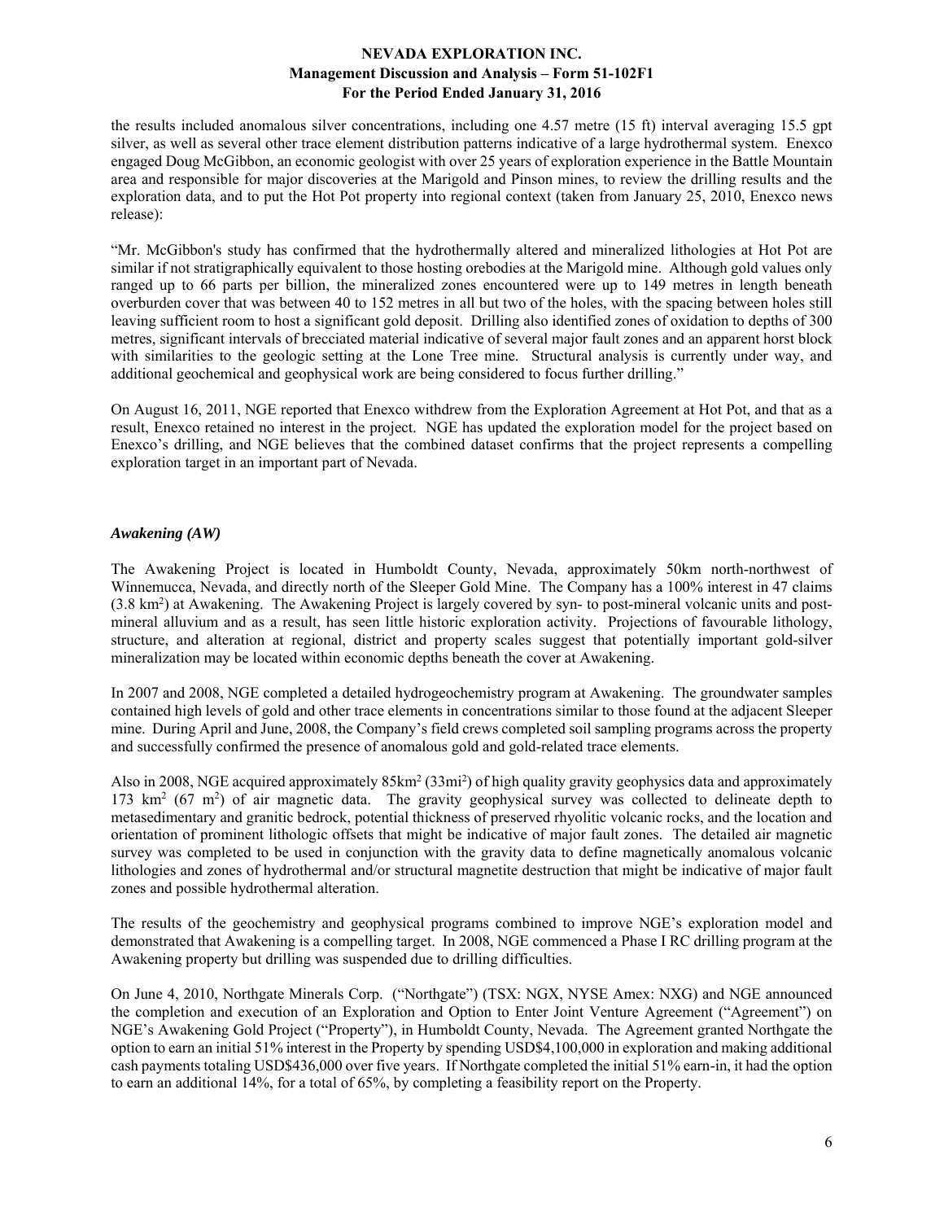the results included anomalous silver concentrations, including one 4.57 metre (15 ft) interval averaging 15.5 gpt silver, as well as several other trace element distribution patterns indicative of a large hydrothermal system. Enexco engaged Doug McGibbon, an economic geologist with over 25 years of exploration experience in the Battle Mountain area and responsible for major discoveries at the Marigold and Pinson mines, to review the drilling results and the exploration data, and to put the Hot Pot property into regional context (taken from January 25, 2010, Enexco news release):

"Mr. McGibbon's study has confirmed that the hydrothermally altered and mineralized lithologies at Hot Pot are similar if not stratigraphically equivalent to those hosting orebodies at the Marigold mine. Although gold values only ranged up to 66 parts per billion, the mineralized zones encountered were up to 149 metres in length beneath overburden cover that was between 40 to 152 metres in all but two of the holes, with the spacing between holes still leaving sufficient room to host a significant gold deposit. Drilling also identified zones of oxidation to depths of 300 metres, significant intervals of brecciated material indicative of several major fault zones and an apparent horst block with similarities to the geologic setting at the Lone Tree mine. Structural analysis is currently under way, and additional geochemical and geophysical work are being considered to focus further drilling."

On August 16, 2011, NGE reported that Enexco withdrew from the Exploration Agreement at Hot Pot, and that as a result, Enexco retained no interest in the project. NGE has updated the exploration model for the project based on Enexco's drilling, and NGE believes that the combined dataset confirms that the project represents a compelling exploration target in an important part of Nevada.

### *Awakening (AW)*

The Awakening Project is located in Humboldt County, Nevada, approximately 50km north-northwest of Winnemucca, Nevada, and directly north of the Sleeper Gold Mine. The Company has a 100% interest in 47 claims (3.8 km$^2$) at Awakening. The Awakening Project is largely covered by syn- to post-mineral volcanic units and post-mineral alluvium and as a result, has seen little historic exploration activity. Projections of favourable lithology, structure, and alteration at regional, district and property scales suggest that potentially important gold-silver mineralization may be located within economic depths beneath the cover at Awakening.

In 2007 and 2008, NGE completed a detailed hydrogeochemistry program at Awakening. The groundwater samples contained high levels of gold and other trace elements in concentrations similar to those found at the adjacent Sleeper mine. During April and June, 2008, the Company's field crews completed soil sampling programs across the property and successfully confirmed the presence of anomalous gold and gold-related trace elements.

Also in 2008, NGE acquired approximately 85km$^2$ (33mi$^2$) of high quality gravity geophysics data and approximately 173 km$^2$ (67 m$^2$) of air magnetic data. The gravity geophysical survey was collected to delineate depth to metasedimentary and granitic bedrock, potential thickness of preserved rhyolitic volcanic rocks, and the location and orientation of prominent lithologic offsets that might be indicative of major fault zones. The detailed air magnetic survey was completed to be used in conjunction with the gravity data to define magnetically anomalous volcanic lithologies and zones of hydrothermal and/or structural magnetite destruction that might be indicative of major fault zones and possible hydrothermal alteration.

The results of the geochemistry and geophysical programs combined to improve NGE's exploration model and demonstrated that Awakening is a compelling target. In 2008, NGE commenced a Phase I RC drilling program at the Awakening property but drilling was suspended due to drilling difficulties.

On June 4, 2010, Northgate Minerals Corp. ("Northgate") (TSX: NGX, NYSE Amex: NXG) and NGE announced the completion and execution of an Exploration and Option to Enter Joint Venture Agreement ("Agreement") on NGE's Awakening Gold Project ("Property"), in Humboldt County, Nevada. The Agreement granted Northgate the option to earn an initial 51% interest in the Property by spending USD$4,100,000 in exploration and making additional cash payments totaling USD$436,000 over five years. If Northgate completed the initial 51% earn-in, it had the option to earn an additional 14%, for a total of 65%, by completing a feasibility report on the Property.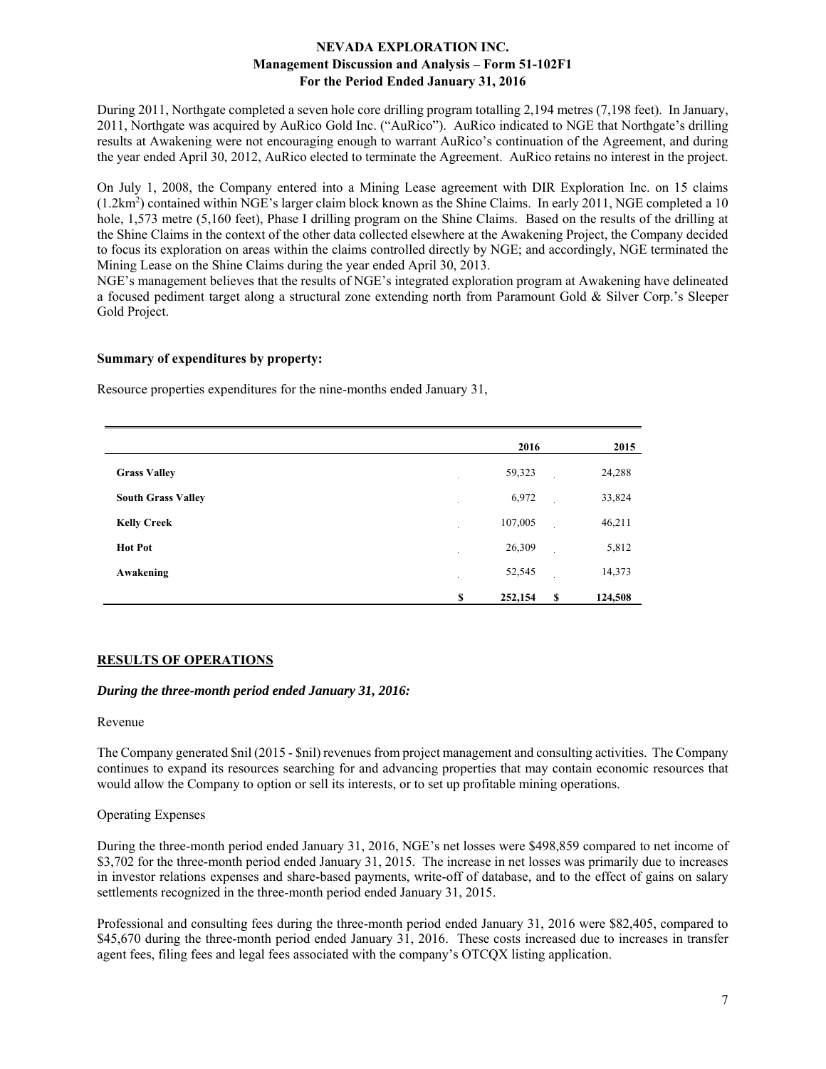During 2011, Northgate completed a seven hole core drilling program totalling 2,194 metres (7,198 feet). In January, 2011, Northgate was acquired by AuRico Gold Inc. ("AuRico"). AuRico indicated to NGE that Northgate's drilling results at Awakening were not encouraging enough to warrant AuRico's continuation of the Agreement, and during the year ended April 30, 2012, AuRico elected to terminate the Agreement. AuRico retains no interest in the project.

On July 1, 2008, the Company entered into a Mining Lease agreement with DIR Exploration Inc. on 15 claims (1.2km$^2$) contained within NGE's larger claim block known as the Shine Claims. In early 2011, NGE completed a 10 hole, 1,573 metre (5,160 feet), Phase I drilling program on the Shine Claims. Based on the results of the drilling at the Shine Claims in the context of the other data collected elsewhere at the Awakening Project, the Company decided to focus its exploration on areas within the claims controlled directly by NGE; and accordingly, NGE terminated the Mining Lease on the Shine Claims during the year ended April 30, 2013.
NGE's management believes that the results of NGE's integrated exploration program at Awakening have delineated a focused pediment target along a structural zone extending north from Paramount Gold & Silver Corp.'s Sleeper Gold Project.

**Summary of expenditures by property:**

Resource properties expenditures for the nine-months ended January 31,

| | 2016 | 2015 |
|---|---|---|
| **Grass Valley** | 59,323 | 24,288 |
| **South Grass Valley** | 6,972 | 33,824 |
| **Kelly Creek** | 107,005 | 46,211 |
| **Hot Pot** | 26,309 | 5,812 |
| **Awakening** | 52,545 | 14,373 |
| | **$ 252,154** | **$ 124,508** |

## RESULTS OF OPERATIONS

***During the three-month period ended January 31, 2016:***

Revenue

The Company generated $nil (2015 - $nil) revenues from project management and consulting activities. The Company continues to expand its resources searching for and advancing properties that may contain economic resources that would allow the Company to option or sell its interests, or to set up profitable mining operations.

Operating Expenses

During the three-month period ended January 31, 2016, NGE's net losses were $498,859 compared to net income of $3,702 for the three-month period ended January 31, 2015. The increase in net losses was primarily due to increases in investor relations expenses and share-based payments, write-off of database, and to the effect of gains on salary settlements recognized in the three-month period ended January 31, 2015.

Professional and consulting fees during the three-month period ended January 31, 2016 were $82,405, compared to $45,670 during the three-month period ended January 31, 2016. These costs increased due to increases in transfer agent fees, filing fees and legal fees associated with the company's OTCQX listing application.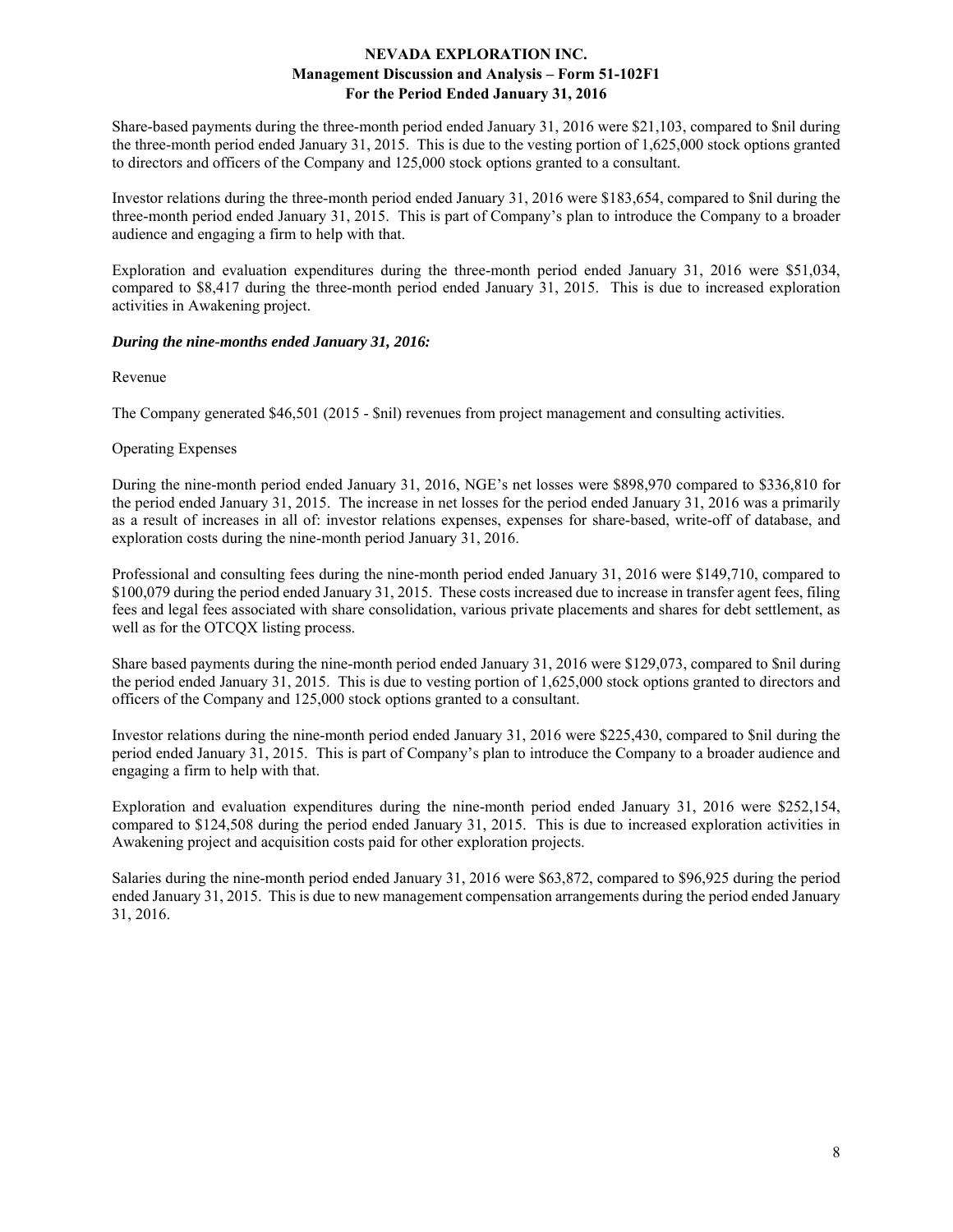Share-based payments during the three-month period ended January 31, 2016 were $21,103, compared to $nil during the three-month period ended January 31, 2015. This is due to the vesting portion of 1,625,000 stock options granted to directors and officers of the Company and 125,000 stock options granted to a consultant.

Investor relations during the three-month period ended January 31, 2016 were $183,654, compared to $nil during the three-month period ended January 31, 2015. This is part of Company's plan to introduce the Company to a broader audience and engaging a firm to help with that.

Exploration and evaluation expenditures during the three-month period ended January 31, 2016 were $51,034, compared to $8,417 during the three-month period ended January 31, 2015. This is due to increased exploration activities in Awakening project.

***During the nine-months ended January 31, 2016:***

Revenue

The Company generated $46,501 (2015 - $nil) revenues from project management and consulting activities.

Operating Expenses

During the nine-month period ended January 31, 2016, NGE's net losses were $898,970 compared to $336,810 for the period ended January 31, 2015. The increase in net losses for the period ended January 31, 2016 was a primarily as a result of increases in all of: investor relations expenses, expenses for share-based, write-off of database, and exploration costs during the nine-month period January 31, 2016.

Professional and consulting fees during the nine-month period ended January 31, 2016 were $149,710, compared to $100,079 during the period ended January 31, 2015. These costs increased due to increase in transfer agent fees, filing fees and legal fees associated with share consolidation, various private placements and shares for debt settlement, as well as for the OTCQX listing process.

Share based payments during the nine-month period ended January 31, 2016 were $129,073, compared to $nil during the period ended January 31, 2015. This is due to vesting portion of 1,625,000 stock options granted to directors and officers of the Company and 125,000 stock options granted to a consultant.

Investor relations during the nine-month period ended January 31, 2016 were $225,430, compared to $nil during the period ended January 31, 2015. This is part of Company's plan to introduce the Company to a broader audience and engaging a firm to help with that.

Exploration and evaluation expenditures during the nine-month period ended January 31, 2016 were $252,154, compared to $124,508 during the period ended January 31, 2015. This is due to increased exploration activities in Awakening project and acquisition costs paid for other exploration projects.

Salaries during the nine-month period ended January 31, 2016 were $63,872, compared to $96,925 during the period ended January 31, 2015. This is due to new management compensation arrangements during the period ended January 31, 2016.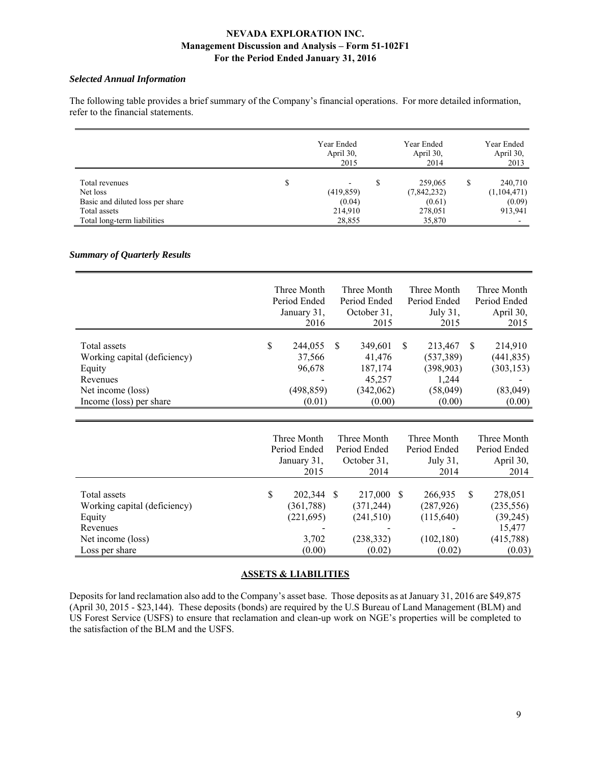### *Selected Annual Information*

The following table provides a brief summary of the Company's financial operations. For more detailed information, refer to the financial statements.

| | Year Ended April 30, 2015 | Year Ended April 30, 2014 | Year Ended April 30, 2013 |
|---|---|---|---|
| Total revenues | $ - | $ 259,065 | $ 240,710 |
| Net loss | (419,859) | (7,842,232) | (1,104,471) |
| Basic and diluted loss per share | (0.04) | (0.61) | (0.09) |
| Total assets | 214,910 | 278,051 | 913,941 |
| Total long-term liabilities | 28,855 | 35,870 | - |

### *Summary of Quarterly Results*

| | Three Month Period Ended January 31, 2016 | Three Month Period Ended October 31, 2015 | Three Month Period Ended July 31, 2015 | Three Month Period Ended April 30, 2015 |
|---|---|---|---|---|
| Total assets | $ 244,055 | $ 349,601 | $ 213,467 | $ 214,910 |
| Working capital (deficiency) | 37,566 | 41,476 | (537,389) | (441,835) |
| Equity | 96,678 | 187,174 | (398,903) | (303,153) |
| Revenues | - | 45,257 | 1,244 | - |
| Net income (loss) | (498,859) | (342,062) | (58,049) | (83,049) |
| Income (loss) per share | (0.01) | (0.00) | (0.00) | (0.00) |

| | Three Month Period Ended January 31, 2015 | Three Month Period Ended October 31, 2014 | Three Month Period Ended July 31, 2014 | Three Month Period Ended April 30, 2014 |
|---|---|---|---|---|
| Total assets | $ 202,344 | $ 217,000 | $ 266,935 | $ 278,051 |
| Working capital (deficiency) | (361,788) | (371,244) | (287,926) | (235,556) |
| Equity | (221,695) | (241,510) | (115,640) | (39,245) |
| Revenues | - | - | - | 15,477 |
| Net income (loss) | 3,702 | (238,332) | (102,180) | (415,788) |
| Loss per share | (0.00) | (0.02) | (0.02) | (0.03) |

## ASSETS & LIABILITIES

Deposits for land reclamation also add to the Company's asset base. Those deposits as at January 31, 2016 are $49,875 (April 30, 2015 - $23,144). These deposits (bonds) are required by the U.S Bureau of Land Management (BLM) and US Forest Service (USFS) to ensure that reclamation and clean-up work on NGE's properties will be completed to the satisfaction of the BLM and the USFS.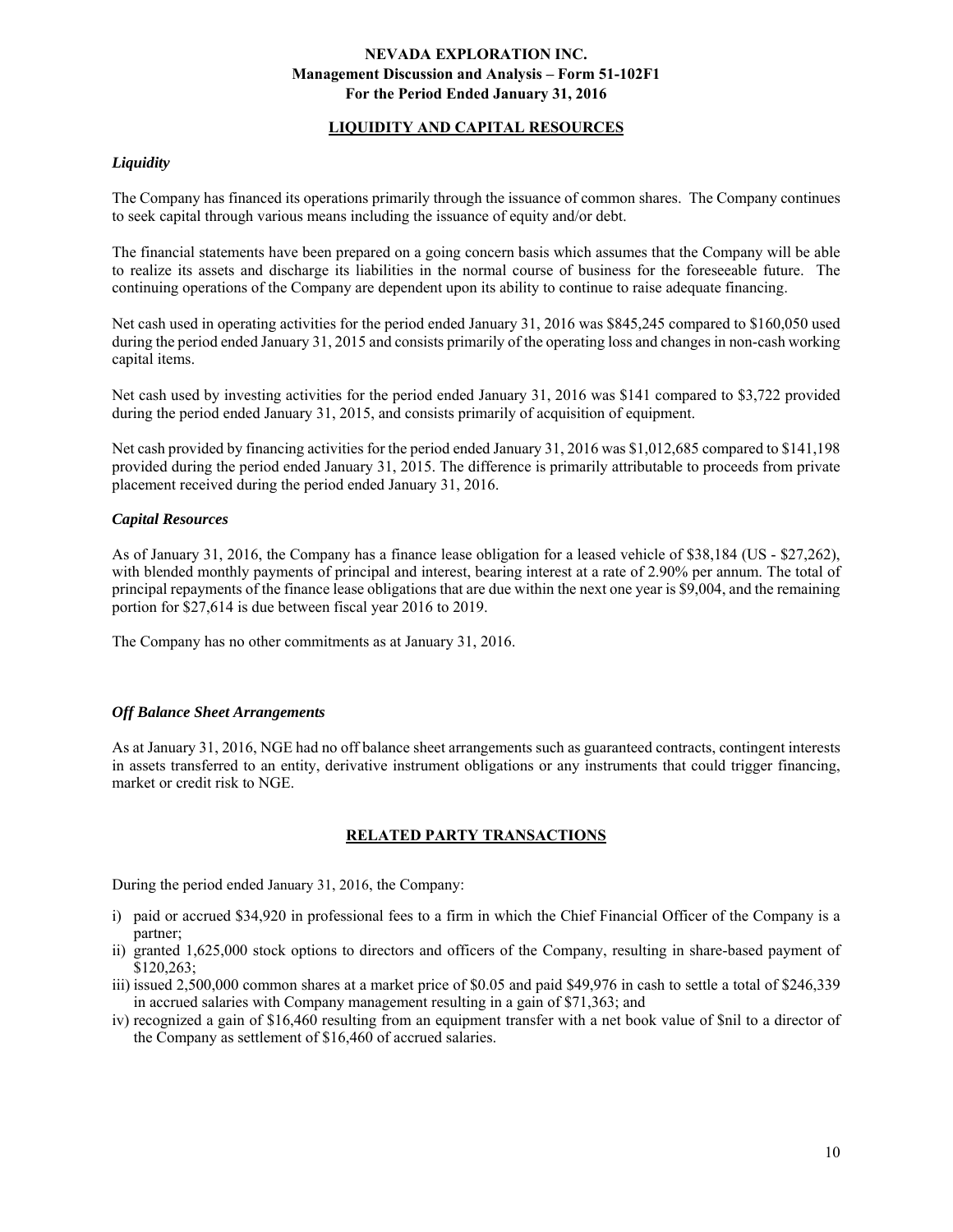## LIQUIDITY AND CAPITAL RESOURCES

### *Liquidity*

The Company has financed its operations primarily through the issuance of common shares. The Company continues to seek capital through various means including the issuance of equity and/or debt.

The financial statements have been prepared on a going concern basis which assumes that the Company will be able to realize its assets and discharge its liabilities in the normal course of business for the foreseeable future. The continuing operations of the Company are dependent upon its ability to continue to raise adequate financing.

Net cash used in operating activities for the period ended January 31, 2016 was $845,245 compared to $160,050 used during the period ended January 31, 2015 and consists primarily of the operating loss and changes in non-cash working capital items.

Net cash used by investing activities for the period ended January 31, 2016 was $141 compared to $3,722 provided during the period ended January 31, 2015, and consists primarily of acquisition of equipment.

Net cash provided by financing activities for the period ended January 31, 2016 was $1,012,685 compared to $141,198 provided during the period ended January 31, 2015. The difference is primarily attributable to proceeds from private placement received during the period ended January 31, 2016.

### *Capital Resources*

As of January 31, 2016, the Company has a finance lease obligation for a leased vehicle of $38,184 (US - $27,262), with blended monthly payments of principal and interest, bearing interest at a rate of 2.90% per annum. The total of principal repayments of the finance lease obligations that are due within the next one year is $9,004, and the remaining portion for $27,614 is due between fiscal year 2016 to 2019.

The Company has no other commitments as at January 31, 2016.

### *Off Balance Sheet Arrangements*

As at January 31, 2016, NGE had no off balance sheet arrangements such as guaranteed contracts, contingent interests in assets transferred to an entity, derivative instrument obligations or any instruments that could trigger financing, market or credit risk to NGE.

## RELATED PARTY TRANSACTIONS

During the period ended January 31, 2016, the Company:

i) paid or accrued $34,920 in professional fees to a firm in which the Chief Financial Officer of the Company is a partner;
ii) granted 1,625,000 stock options to directors and officers of the Company, resulting in share-based payment of $120,263;
iii) issued 2,500,000 common shares at a market price of $0.05 and paid $49,976 in cash to settle a total of $246,339 in accrued salaries with Company management resulting in a gain of $71,363; and
iv) recognized a gain of $16,460 resulting from an equipment transfer with a net book value of $nil to a director of the Company as settlement of $16,460 of accrued salaries.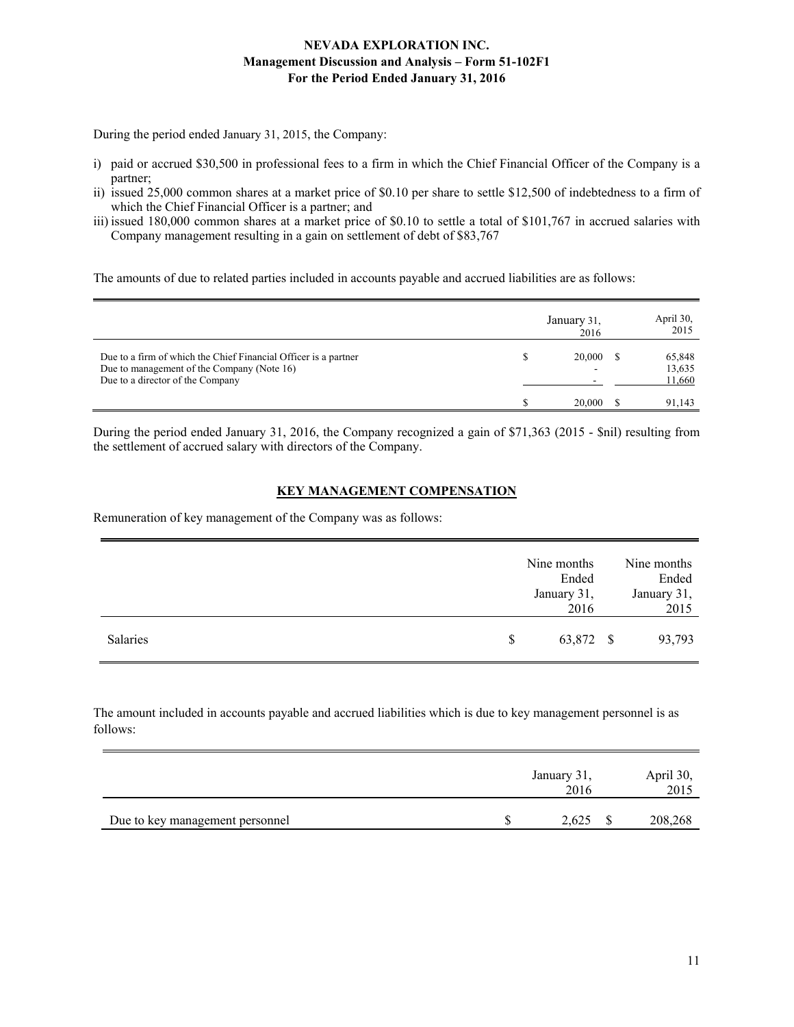During the period ended January 31, 2015, the Company:

i) paid or accrued $30,500 in professional fees to a firm in which the Chief Financial Officer of the Company is a partner;
ii) issued 25,000 common shares at a market price of $0.10 per share to settle $12,500 of indebtedness to a firm of which the Chief Financial Officer is a partner; and
iii) issued 180,000 common shares at a market price of $0.10 to settle a total of $101,767 in accrued salaries with Company management resulting in a gain on settlement of debt of $83,767

The amounts of due to related parties included in accounts payable and accrued liabilities are as follows:

| | January 31, 2016 | April 30, 2015 |
|---|---|---|
| Due to a firm of which the Chief Financial Officer is a partner | $ 20,000 | $ 65,848 |
| Due to management of the Company (Note 16) | - | 13,635 |
| Due to a director of the Company | - | 11,660 |
| | $ 20,000 | $ 91,143 |

During the period ended January 31, 2016, the Company recognized a gain of $71,363 (2015 - $nil) resulting from the settlement of accrued salary with directors of the Company.

## KEY MANAGEMENT COMPENSATION

Remuneration of key management of the Company was as follows:

| | Nine months Ended January 31, 2016 | Nine months Ended January 31, 2015 |
|---|---|---|
| Salaries | $ 63,872 | $ 93,793 |

The amount included in accounts payable and accrued liabilities which is due to key management personnel is as follows:

| | January 31, 2016 | April 30, 2015 |
|---|---|---|
| Due to key management personnel | $ 2,625 | $ 208,268 |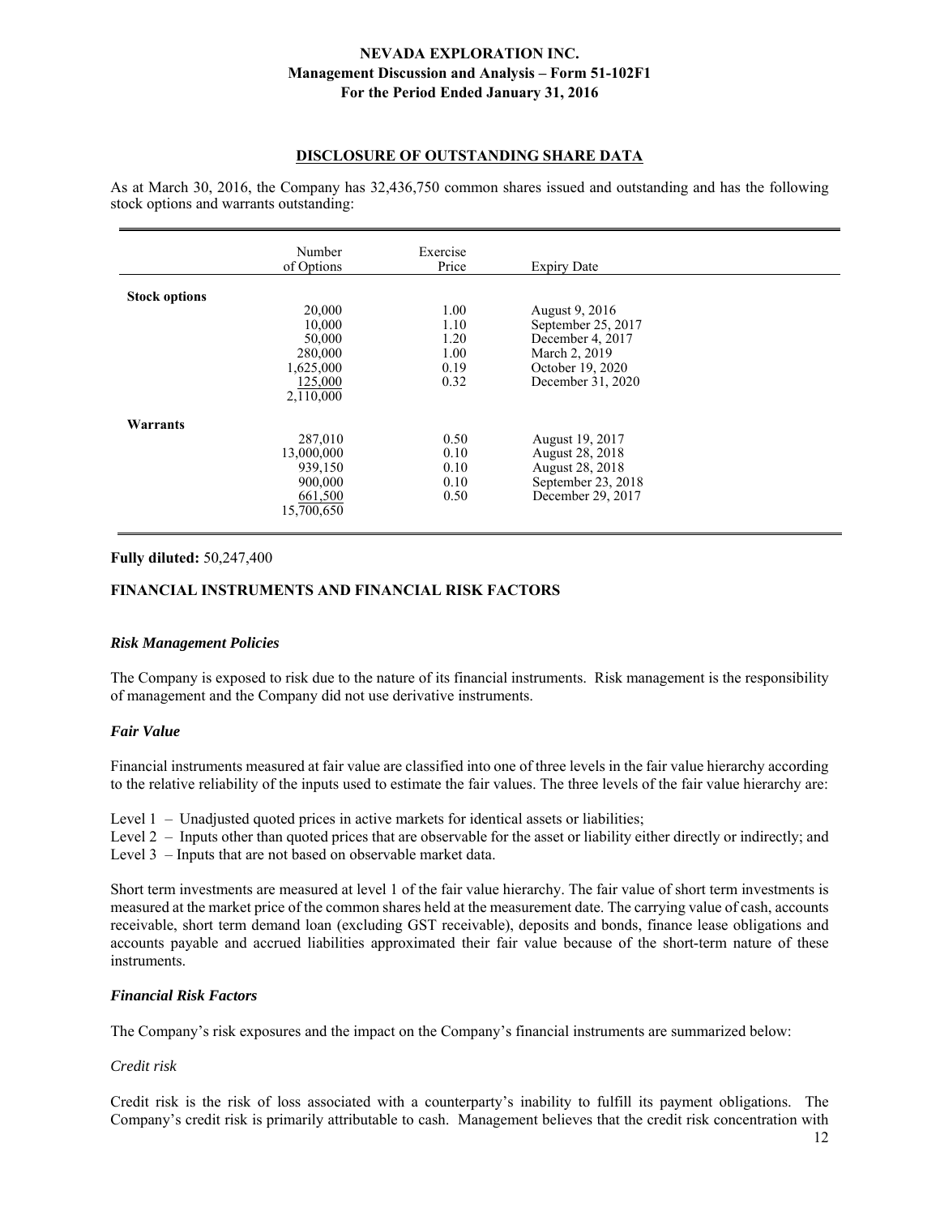## DISCLOSURE OF OUTSTANDING SHARE DATA

As at March 30, 2016, the Company has 32,436,750 common shares issued and outstanding and has the following stock options and warrants outstanding:

| | Number of Options | Exercise Price | Expiry Date |
|---|---|---|---|
| **Stock options** | | | |
| | 20,000 | 1.00 | August 9, 2016 |
| | 10,000 | 1.10 | September 25, 2017 |
| | 50,000 | 1.20 | December 4, 2017 |
| | 280,000 | 1.00 | March 2, 2019 |
| | 1,625,000 | 0.19 | October 19, 2020 |
| | 125,000 | 0.32 | December 31, 2020 |
| | 2,110,000 | | |
| **Warrants** | | | |
| | 287,010 | 0.50 | August 19, 2017 |
| | 13,000,000 | 0.10 | August 28, 2018 |
| | 939,150 | 0.10 | August 28, 2018 |
| | 900,000 | 0.10 | September 23, 2018 |
| | 661,500 | 0.50 | December 29, 2017 |
| | 15,700,650 | | |

**Fully diluted:** 50,247,400

## FINANCIAL INSTRUMENTS AND FINANCIAL RISK FACTORS

### *Risk Management Policies*

The Company is exposed to risk due to the nature of its financial instruments. Risk management is the responsibility of management and the Company did not use derivative instruments.

### *Fair Value*

Financial instruments measured at fair value are classified into one of three levels in the fair value hierarchy according to the relative reliability of the inputs used to estimate the fair values. The three levels of the fair value hierarchy are:

Level 1 – Unadjusted quoted prices in active markets for identical assets or liabilities;
Level 2 – Inputs other than quoted prices that are observable for the asset or liability either directly or indirectly; and
Level 3 – Inputs that are not based on observable market data.

Short term investments are measured at level 1 of the fair value hierarchy. The fair value of short term investments is measured at the market price of the common shares held at the measurement date. The carrying value of cash, accounts receivable, short term demand loan (excluding GST receivable), deposits and bonds, finance lease obligations and accounts payable and accrued liabilities approximated their fair value because of the short-term nature of these instruments.

### *Financial Risk Factors*

The Company's risk exposures and the impact on the Company's financial instruments are summarized below:

*Credit risk*

Credit risk is the risk of loss associated with a counterparty's inability to fulfill its payment obligations. The Company's credit risk is primarily attributable to cash. Management believes that the credit risk concentration with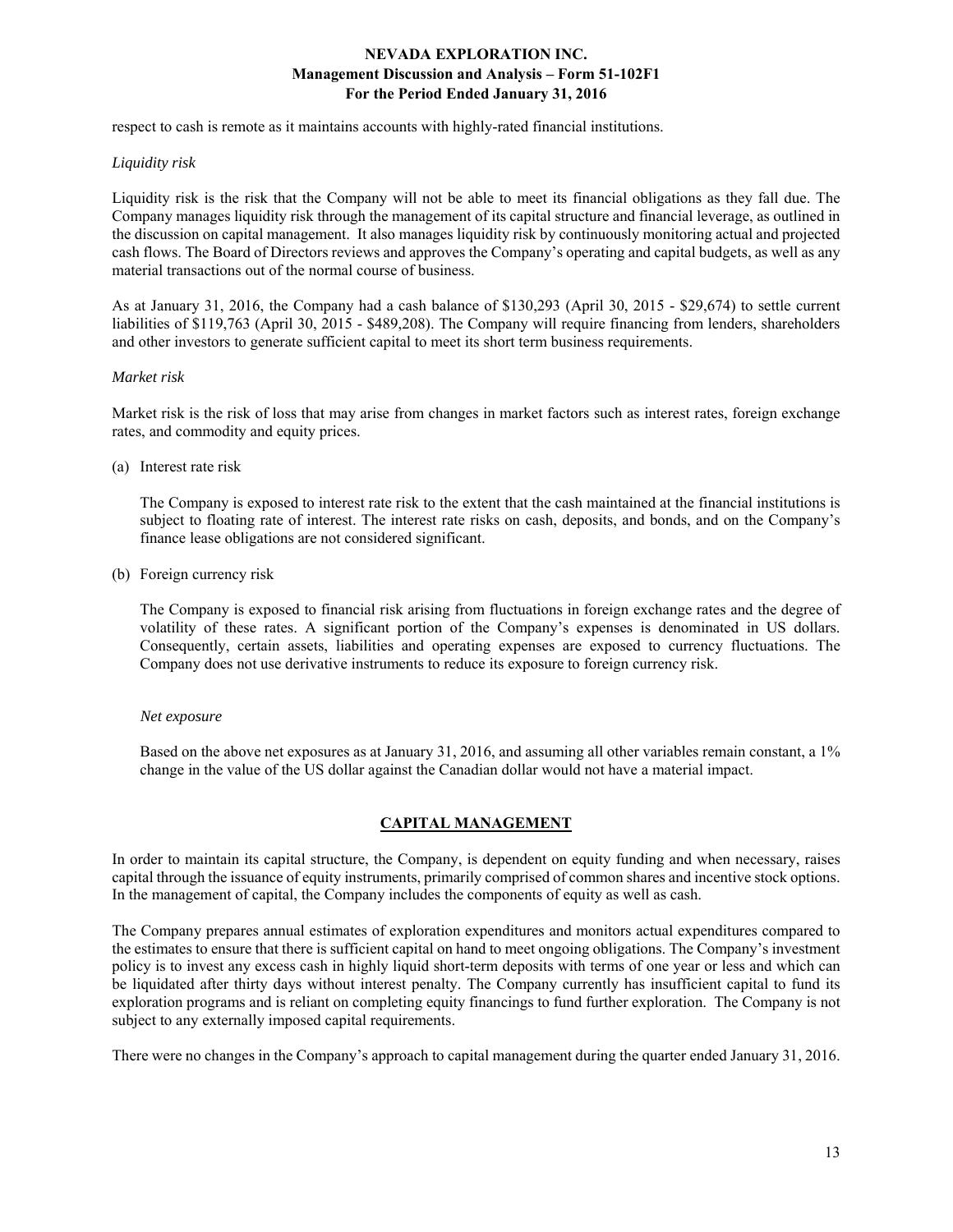respect to cash is remote as it maintains accounts with highly-rated financial institutions.

*Liquidity risk*

Liquidity risk is the risk that the Company will not be able to meet its financial obligations as they fall due. The Company manages liquidity risk through the management of its capital structure and financial leverage, as outlined in the discussion on capital management. It also manages liquidity risk by continuously monitoring actual and projected cash flows. The Board of Directors reviews and approves the Company's operating and capital budgets, as well as any material transactions out of the normal course of business.

As at January 31, 2016, the Company had a cash balance of $130,293 (April 30, 2015 - $29,674) to settle current liabilities of $119,763 (April 30, 2015 - $489,208). The Company will require financing from lenders, shareholders and other investors to generate sufficient capital to meet its short term business requirements.

*Market risk*

Market risk is the risk of loss that may arise from changes in market factors such as interest rates, foreign exchange rates, and commodity and equity prices.

(a) Interest rate risk

The Company is exposed to interest rate risk to the extent that the cash maintained at the financial institutions is subject to floating rate of interest. The interest rate risks on cash, deposits, and bonds, and on the Company's finance lease obligations are not considered significant.

(b) Foreign currency risk

The Company is exposed to financial risk arising from fluctuations in foreign exchange rates and the degree of volatility of these rates. A significant portion of the Company's expenses is denominated in US dollars. Consequently, certain assets, liabilities and operating expenses are exposed to currency fluctuations. The Company does not use derivative instruments to reduce its exposure to foreign currency risk.

*Net exposure*

Based on the above net exposures as at January 31, 2016, and assuming all other variables remain constant, a 1% change in the value of the US dollar against the Canadian dollar would not have a material impact.

## CAPITAL MANAGEMENT

In order to maintain its capital structure, the Company, is dependent on equity funding and when necessary, raises capital through the issuance of equity instruments, primarily comprised of common shares and incentive stock options. In the management of capital, the Company includes the components of equity as well as cash.

The Company prepares annual estimates of exploration expenditures and monitors actual expenditures compared to the estimates to ensure that there is sufficient capital on hand to meet ongoing obligations. The Company's investment policy is to invest any excess cash in highly liquid short-term deposits with terms of one year or less and which can be liquidated after thirty days without interest penalty. The Company currently has insufficient capital to fund its exploration programs and is reliant on completing equity financings to fund further exploration. The Company is not subject to any externally imposed capital requirements.

There were no changes in the Company's approach to capital management during the quarter ended January 31, 2016.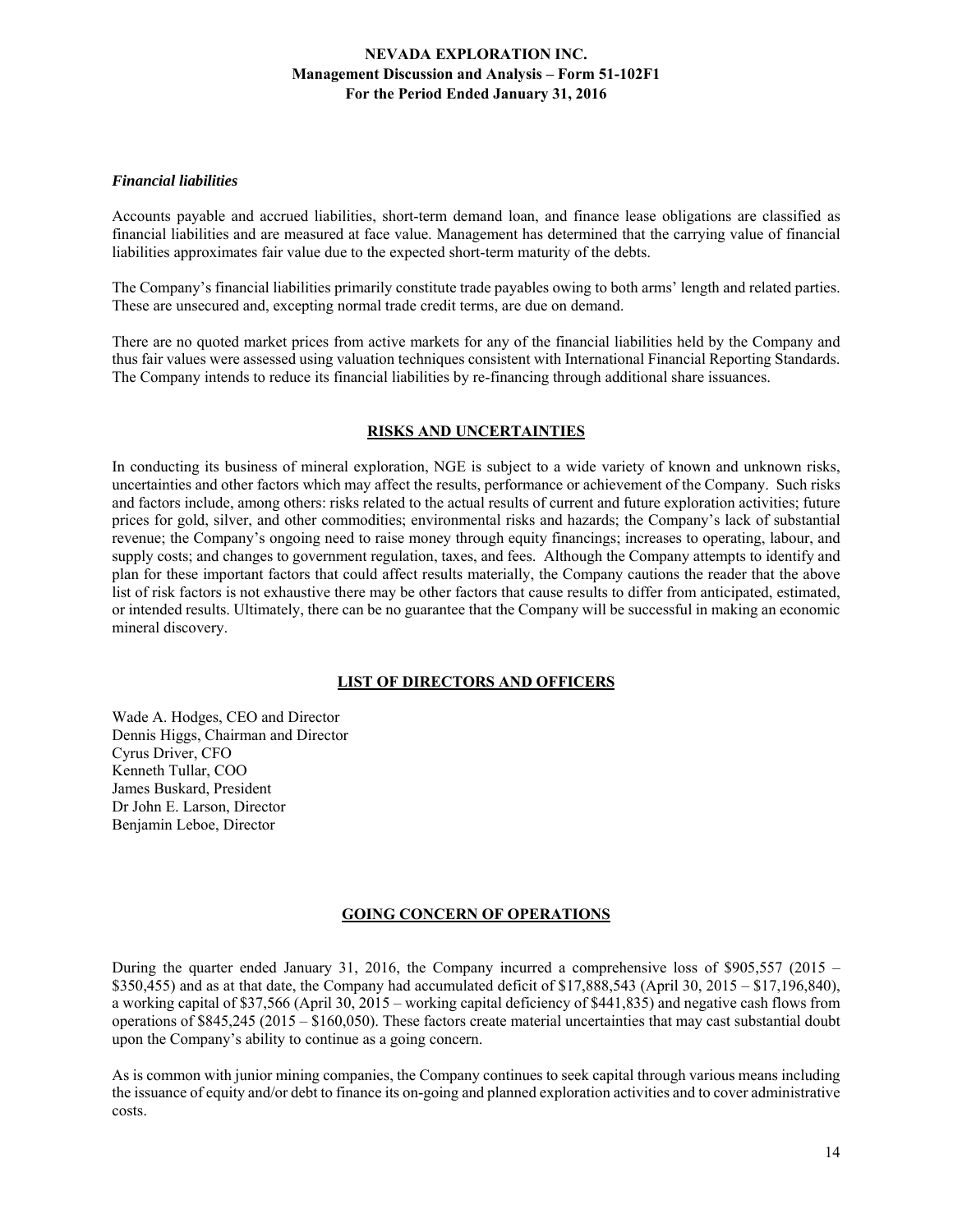### *Financial liabilities*

Accounts payable and accrued liabilities, short-term demand loan, and finance lease obligations are classified as financial liabilities and are measured at face value. Management has determined that the carrying value of financial liabilities approximates fair value due to the expected short-term maturity of the debts.

The Company's financial liabilities primarily constitute trade payables owing to both arms' length and related parties. These are unsecured and, excepting normal trade credit terms, are due on demand.

There are no quoted market prices from active markets for any of the financial liabilities held by the Company and thus fair values were assessed using valuation techniques consistent with International Financial Reporting Standards. The Company intends to reduce its financial liabilities by re-financing through additional share issuances.

## RISKS AND UNCERTAINTIES

In conducting its business of mineral exploration, NGE is subject to a wide variety of known and unknown risks, uncertainties and other factors which may affect the results, performance or achievement of the Company. Such risks and factors include, among others: risks related to the actual results of current and future exploration activities; future prices for gold, silver, and other commodities; environmental risks and hazards; the Company's lack of substantial revenue; the Company's ongoing need to raise money through equity financings; increases to operating, labour, and supply costs; and changes to government regulation, taxes, and fees. Although the Company attempts to identify and plan for these important factors that could affect results materially, the Company cautions the reader that the above list of risk factors is not exhaustive there may be other factors that cause results to differ from anticipated, estimated, or intended results. Ultimately, there can be no guarantee that the Company will be successful in making an economic mineral discovery.

## LIST OF DIRECTORS AND OFFICERS

Wade A. Hodges, CEO and Director
Dennis Higgs, Chairman and Director
Cyrus Driver, CFO
Kenneth Tullar, COO
James Buskard, President
Dr John E. Larson, Director
Benjamin Leboe, Director

## GOING CONCERN OF OPERATIONS

During the quarter ended January 31, 2016, the Company incurred a comprehensive loss of $905,557 (2015 – $350,455) and as at that date, the Company had accumulated deficit of $17,888,543 (April 30, 2015 – $17,196,840), a working capital of $37,566 (April 30, 2015 – working capital deficiency of $441,835) and negative cash flows from operations of $845,245 (2015 – $160,050). These factors create material uncertainties that may cast substantial doubt upon the Company's ability to continue as a going concern.

As is common with junior mining companies, the Company continues to seek capital through various means including the issuance of equity and/or debt to finance its on-going and planned exploration activities and to cover administrative costs.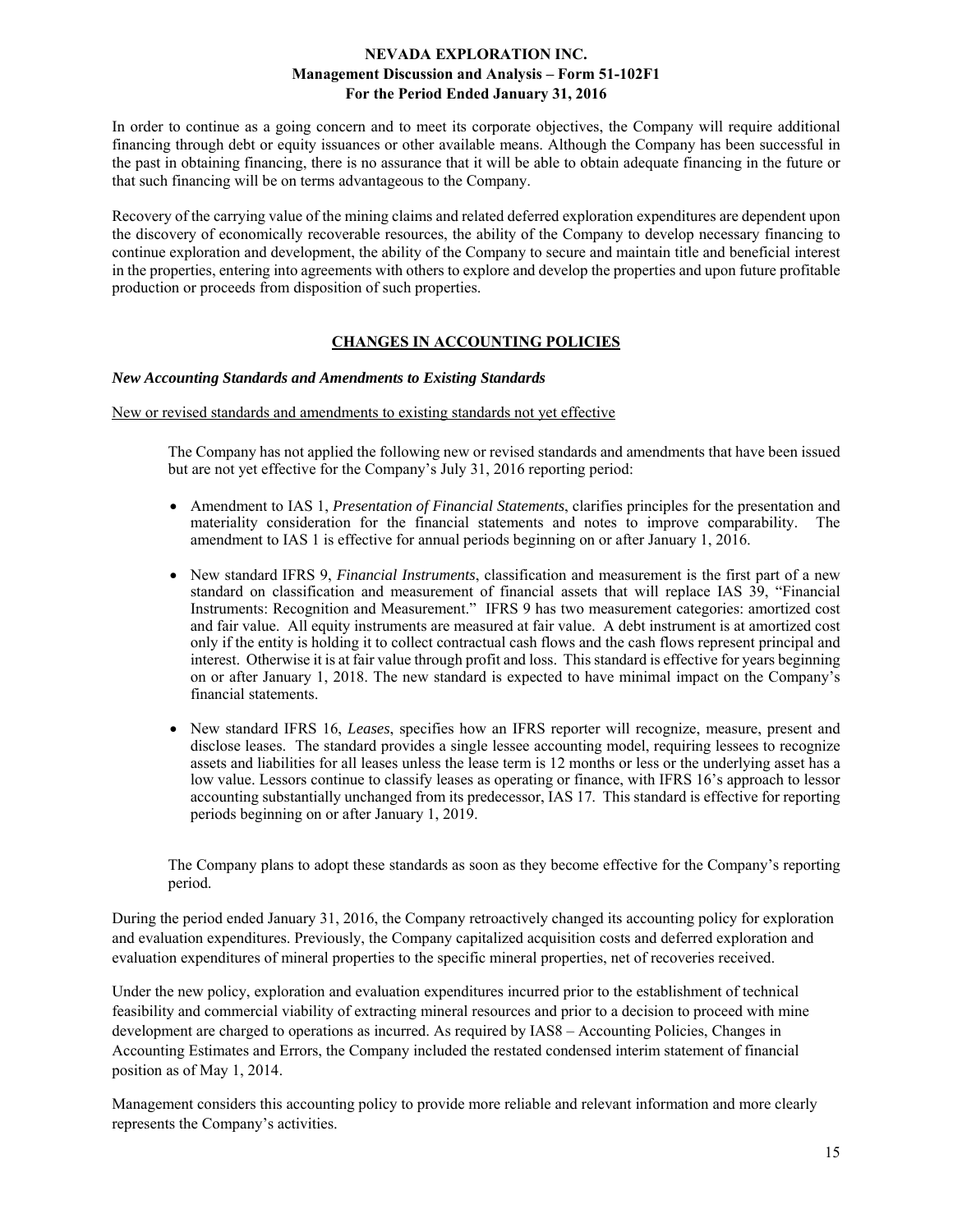In order to continue as a going concern and to meet its corporate objectives, the Company will require additional financing through debt or equity issuances or other available means. Although the Company has been successful in the past in obtaining financing, there is no assurance that it will be able to obtain adequate financing in the future or that such financing will be on terms advantageous to the Company.

Recovery of the carrying value of the mining claims and related deferred exploration expenditures are dependent upon the discovery of economically recoverable resources, the ability of the Company to develop necessary financing to continue exploration and development, the ability of the Company to secure and maintain title and beneficial interest in the properties, entering into agreements with others to explore and develop the properties and upon future profitable production or proceeds from disposition of such properties.

## CHANGES IN ACCOUNTING POLICIES

### *New Accounting Standards and Amendments to Existing Standards*

New or revised standards and amendments to existing standards not yet effective

The Company has not applied the following new or revised standards and amendments that have been issued but are not yet effective for the Company's July 31, 2016 reporting period:

- Amendment to IAS 1, *Presentation of Financial Statements*, clarifies principles for the presentation and materiality consideration for the financial statements and notes to improve comparability. The amendment to IAS 1 is effective for annual periods beginning on or after January 1, 2016.
- New standard IFRS 9, *Financial Instruments*, classification and measurement is the first part of a new standard on classification and measurement of financial assets that will replace IAS 39, "Financial Instruments: Recognition and Measurement." IFRS 9 has two measurement categories: amortized cost and fair value. All equity instruments are measured at fair value. A debt instrument is at amortized cost only if the entity is holding it to collect contractual cash flows and the cash flows represent principal and interest. Otherwise it is at fair value through profit and loss. This standard is effective for years beginning on or after January 1, 2018. The new standard is expected to have minimal impact on the Company's financial statements.
- New standard IFRS 16, *Leases*, specifies how an IFRS reporter will recognize, measure, present and disclose leases. The standard provides a single lessee accounting model, requiring lessees to recognize assets and liabilities for all leases unless the lease term is 12 months or less or the underlying asset has a low value. Lessors continue to classify leases as operating or finance, with IFRS 16's approach to lessor accounting substantially unchanged from its predecessor, IAS 17. This standard is effective for reporting periods beginning on or after January 1, 2019.

The Company plans to adopt these standards as soon as they become effective for the Company's reporting period.

During the period ended January 31, 2016, the Company retroactively changed its accounting policy for exploration and evaluation expenditures. Previously, the Company capitalized acquisition costs and deferred exploration and evaluation expenditures of mineral properties to the specific mineral properties, net of recoveries received.

Under the new policy, exploration and evaluation expenditures incurred prior to the establishment of technical feasibility and commercial viability of extracting mineral resources and prior to a decision to proceed with mine development are charged to operations as incurred. As required by IAS8 – Accounting Policies, Changes in Accounting Estimates and Errors, the Company included the restated condensed interim statement of financial position as of May 1, 2014.

Management considers this accounting policy to provide more reliable and relevant information and more clearly represents the Company's activities.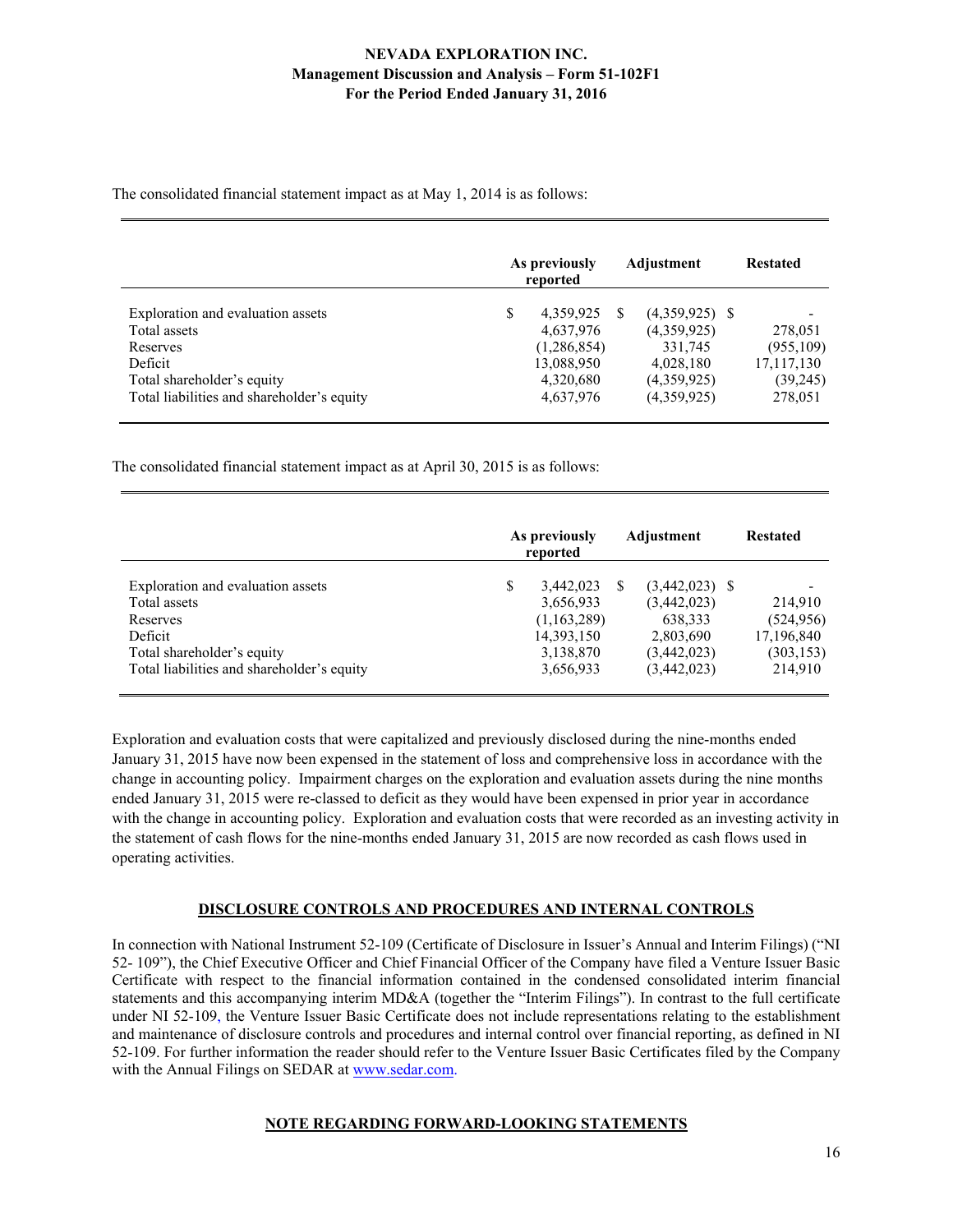The consolidated financial statement impact as at May 1, 2014 is as follows:

| | As previously reported | Adjustment | Restated |
|---|---|---|---|
| Exploration and evaluation assets | $ 4,359,925 | $ (4,359,925) | $ - |
| Total assets | 4,637,976 | (4,359,925) | 278,051 |
| Reserves | (1,286,854) | 331,745 | (955,109) |
| Deficit | 13,088,950 | 4,028,180 | 17,117,130 |
| Total shareholder's equity | 4,320,680 | (4,359,925) | (39,245) |
| Total liabilities and shareholder's equity | 4,637,976 | (4,359,925) | 278,051 |

The consolidated financial statement impact as at April 30, 2015 is as follows:

| | As previously reported | Adjustment | Restated |
|---|---|---|---|
| Exploration and evaluation assets | $ 3,442,023 | $ (3,442,023) | $ - |
| Total assets | 3,656,933 | (3,442,023) | 214,910 |
| Reserves | (1,163,289) | 638,333 | (524,956) |
| Deficit | 14,393,150 | 2,803,690 | 17,196,840 |
| Total shareholder's equity | 3,138,870 | (3,442,023) | (303,153) |
| Total liabilities and shareholder's equity | 3,656,933 | (3,442,023) | 214,910 |

Exploration and evaluation costs that were capitalized and previously disclosed during the nine-months ended January 31, 2015 have now been expensed in the statement of loss and comprehensive loss in accordance with the change in accounting policy. Impairment charges on the exploration and evaluation assets during the nine months ended January 31, 2015 were re-classed to deficit as they would have been expensed in prior year in accordance with the change in accounting policy. Exploration and evaluation costs that were recorded as an investing activity in the statement of cash flows for the nine-months ended January 31, 2015 are now recorded as cash flows used in operating activities.

## DISCLOSURE CONTROLS AND PROCEDURES AND INTERNAL CONTROLS

In connection with National Instrument 52-109 (Certificate of Disclosure in Issuer's Annual and Interim Filings) ("NI 52- 109"), the Chief Executive Officer and Chief Financial Officer of the Company have filed a Venture Issuer Basic Certificate with respect to the financial information contained in the condensed consolidated interim financial statements and this accompanying interim MD&A (together the "Interim Filings"). In contrast to the full certificate under NI 52-109, the Venture Issuer Basic Certificate does not include representations relating to the establishment and maintenance of disclosure controls and procedures and internal control over financial reporting, as defined in NI 52-109. For further information the reader should refer to the Venture Issuer Basic Certificates filed by the Company with the Annual Filings on SEDAR at www.sedar.com.

## NOTE REGARDING FORWARD-LOOKING STATEMENTS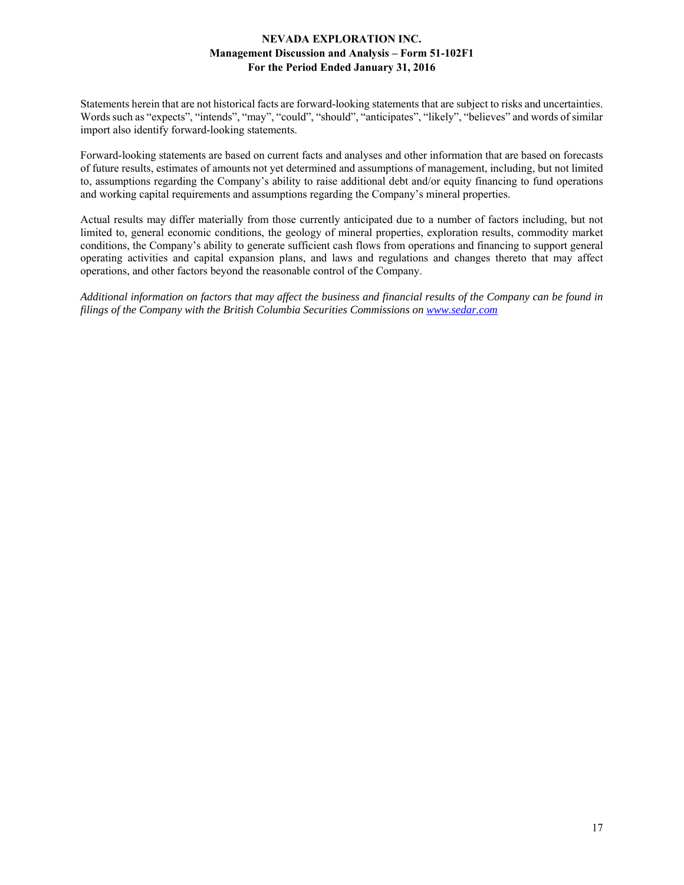Statements herein that are not historical facts are forward-looking statements that are subject to risks and uncertainties. Words such as "expects", "intends", "may", "could", "should", "anticipates", "likely", "believes" and words of similar import also identify forward-looking statements.

Forward-looking statements are based on current facts and analyses and other information that are based on forecasts of future results, estimates of amounts not yet determined and assumptions of management, including, but not limited to, assumptions regarding the Company's ability to raise additional debt and/or equity financing to fund operations and working capital requirements and assumptions regarding the Company's mineral properties.

Actual results may differ materially from those currently anticipated due to a number of factors including, but not limited to, general economic conditions, the geology of mineral properties, exploration results, commodity market conditions, the Company's ability to generate sufficient cash flows from operations and financing to support general operating activities and capital expansion plans, and laws and regulations and changes thereto that may affect operations, and other factors beyond the reasonable control of the Company.

*Additional information on factors that may affect the business and financial results of the Company can be found in filings of the Company with the British Columbia Securities Commissions on [www.sedar.com](http://www.sedar.com)*